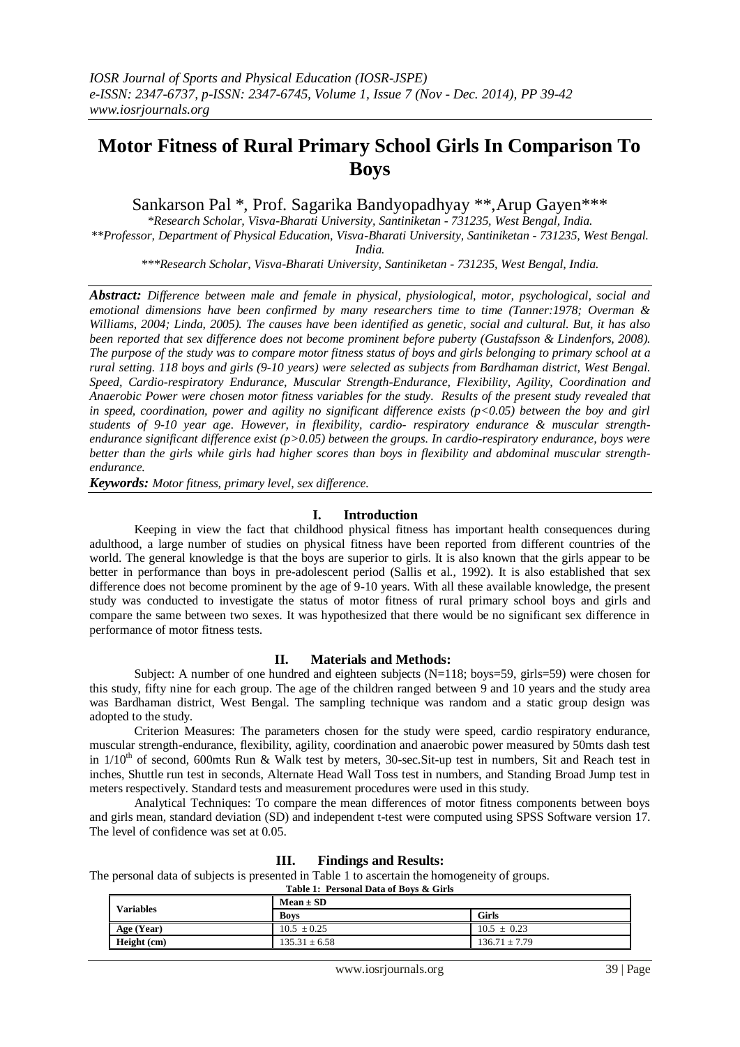# Motor Fitness of Rural Primary School Girls In Comparison To Boys

Sankarson Pal *, Prof. Sagarika Bandyopadhyay **, Arup Gayen***

*\*Research Scholar, Visva-Bharati University, Santiniketan - 731235, West Bengal, India.*
*\*\*Professor, Department of Physical Education, Visva-Bharati University, Santiniketan - 731235, West Bengal. India.*
*\*\*\*Research Scholar, Visva-Bharati University, Santiniketan - 731235, West Bengal, India.*

***Abstract:*** *Difference between male and female in physical, physiological, motor, psychological, social and emotional dimensions have been confirmed by many researchers time to time (Tanner:1978; Overman & Williams, 2004; Linda, 2005). The causes have been identified as genetic, social and cultural. But, it has also been reported that sex difference does not become prominent before puberty (Gustafsson & Lindenfors, 2008). The purpose of the study was to compare motor fitness status of boys and girls belonging to primary school at a rural setting. 118 boys and girls (9-10 years) were selected as subjects from Bardhaman district, West Bengal. Speed, Cardio-respiratory Endurance, Muscular Strength-Endurance, Flexibility, Agility, Coordination and Anaerobic Power were chosen motor fitness variables for the study. Results of the present study revealed that in speed, coordination, power and agility no significant difference exists ($p<0.05$) between the boy and girl students of 9-10 year age. However, in flexibility, cardio- respiratory endurance & muscular strength-endurance significant difference exist ($p>0.05$) between the groups. In cardio-respiratory endurance, boys were better than the girls while girls had higher scores than boys in flexibility and abdominal muscular strength-endurance.*

***Keywords:*** *Motor fitness, primary level, sex difference.*

## I. Introduction

Keeping in view the fact that childhood physical fitness has important health consequences during adulthood, a large number of studies on physical fitness have been reported from different countries of the world. The general knowledge is that the boys are superior to girls. It is also known that the girls appear to be better in performance than boys in pre-adolescent period (Sallis et al., 1992). It is also established that sex difference does not become prominent by the age of 9-10 years. With all these available knowledge, the present study was conducted to investigate the status of motor fitness of rural primary school boys and girls and compare the same between two sexes. It was hypothesized that there would be no significant sex difference in performance of motor fitness tests.

## II. Materials and Methods:

Subject: A number of one hundred and eighteen subjects (N=118; boys=59, girls=59) were chosen for this study, fifty nine for each group. The age of the children ranged between 9 and 10 years and the study area was Bardhaman district, West Bengal. The sampling technique was random and a static group design was adopted to the study.

Criterion Measures: The parameters chosen for the study were speed, cardio respiratory endurance, muscular strength-endurance, flexibility, agility, coordination and anaerobic power measured by 50mts dash test in $1/10^{th}$ of second, 600mts Run & Walk test by meters, 30-sec.Sit-up test in numbers, Sit and Reach test in inches, Shuttle run test in seconds, Alternate Head Wall Toss test in numbers, and Standing Broad Jump test in meters respectively. Standard tests and measurement procedures were used in this study.

Analytical Techniques: To compare the mean differences of motor fitness components between boys and girls mean, standard deviation (SD) and independent t-test were computed using SPSS Software version 17. The level of confidence was set at 0.05.

## III. Findings and Results:

The personal data of subjects is presented in Table 1 to ascertain the homogeneity of groups.

**Table 1: Personal Data of Boys & Girls**

| Variables | Mean ± SD | |
|---|---|---|
| | **Boys** | **Girls** |
| **Age (Year)** | 10.5 ± 0.25 | 10.5 ± 0.23 |
| **Height (cm)** | 135.31 ± 6.58 | 136.71 ± 7.79 |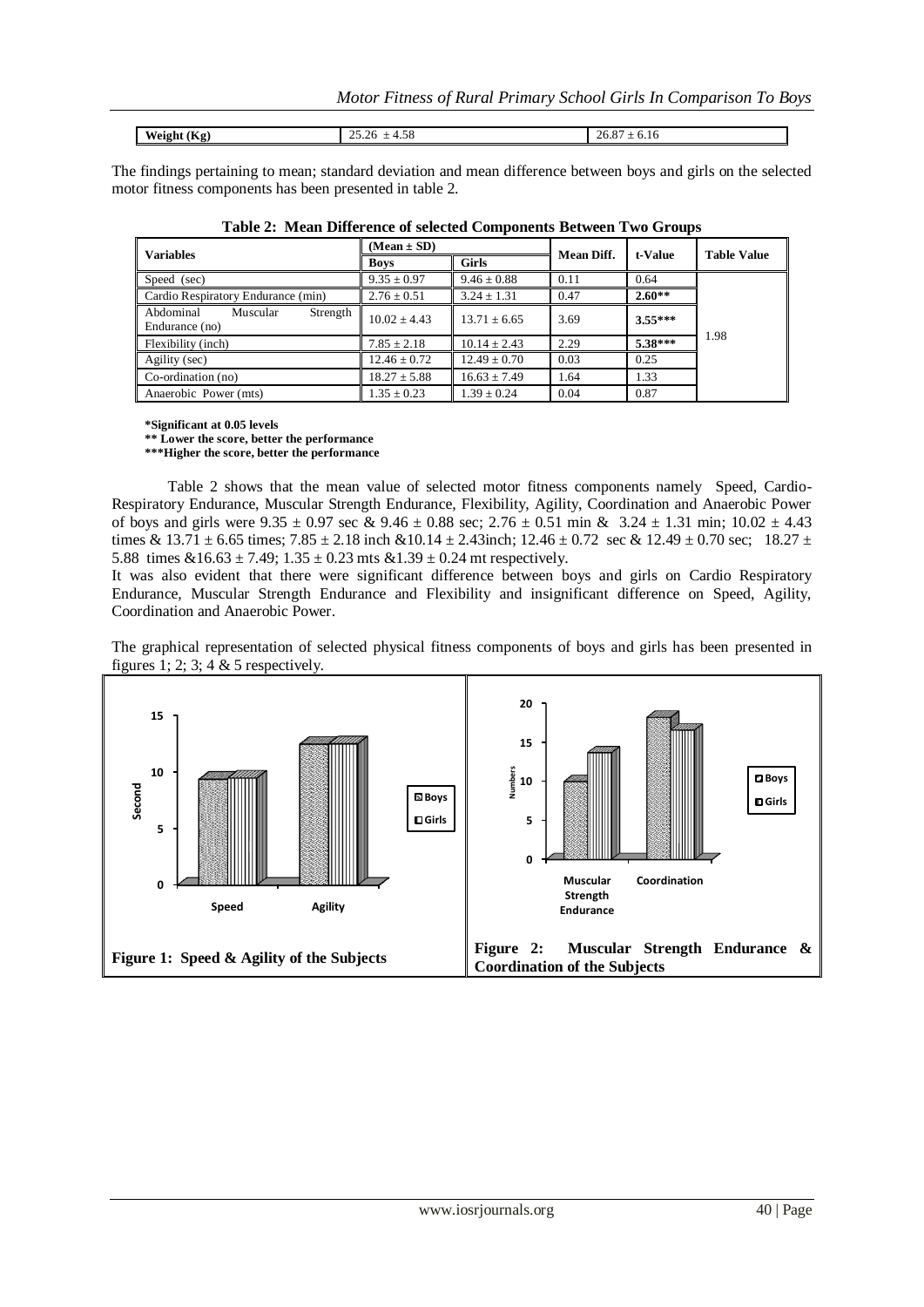| Weight (Kg) | 25.26 ± 4.58 | 26.87 ± 6.16 |
|---|---|---|

The findings pertaining to mean; standard deviation and mean difference between boys and girls on the selected motor fitness components has been presented in table 2.

**Table 2: Mean Difference of selected Components Between Two Groups**

| Variables | (Mean ± SD) | | Mean Diff. | t-Value | Table Value |
|---|---|---|---|---|---|
| | Boys | Girls | | | |
| Speed (sec) | 9.35 ± 0.97 | 9.46 ± 0.88 | 0.11 | 0.64 | 1.98 |
| Cardio Respiratory Endurance (min) | 2.76 ± 0.51 | 3.24 ± 1.31 | 0.47 | **2.60**** | |
| Abdominal Muscular Strength Endurance (no) | 10.02 ± 4.43 | 13.71 ± 6.65 | 3.69 | **3.55***** | |
| Flexibility (inch) | 7.85 ± 2.18 | 10.14 ± 2.43 | 2.29 | **5.38***** | |
| Agility (sec) | 12.46 ± 0.72 | 12.49 ± 0.70 | 0.03 | 0.25 | |
| Co-ordination (no) | 18.27 ± 5.88 | 16.63 ± 7.49 | 1.64 | 1.33 | |
| Anaerobic Power (mts) | 1.35 ± 0.23 | 1.39 ± 0.24 | 0.04 | 0.87 | |

**\*Significant at 0.05 levels**
**\*\* Lower the score, better the performance**
**\*\*\*Higher the score, better the performance**

Table 2 shows that the mean value of selected motor fitness components namely Speed, Cardio-Respiratory Endurance, Muscular Strength Endurance, Flexibility, Agility, Coordination and Anaerobic Power of boys and girls were 9.35 ± 0.97 sec & 9.46 ± 0.88 sec; 2.76 ± 0.51 min & 3.24 ± 1.31 min; 10.02 ± 4.43 times & 13.71 ± 6.65 times; 7.85 ± 2.18 inch &10.14 ± 2.43inch; 12.46 ± 0.72 sec & 12.49 ± 0.70 sec; 18.27 ± 5.88 times &16.63 ± 7.49; 1.35 ± 0.23 mts &1.39 ± 0.24 mt respectively.

It was also evident that there were significant difference between boys and girls on Cardio Respiratory Endurance, Muscular Strength Endurance and Flexibility and insignificant difference on Speed, Agility, Coordination and Anaerobic Power.

The graphical representation of selected physical fitness components of boys and girls has been presented in figures 1; 2; 3; 4 & 5 respectively.

**Figure 1: Speed & Agility of the Subjects**

**Figure 2: Muscular Strength Endurance & Coordination of the Subjects**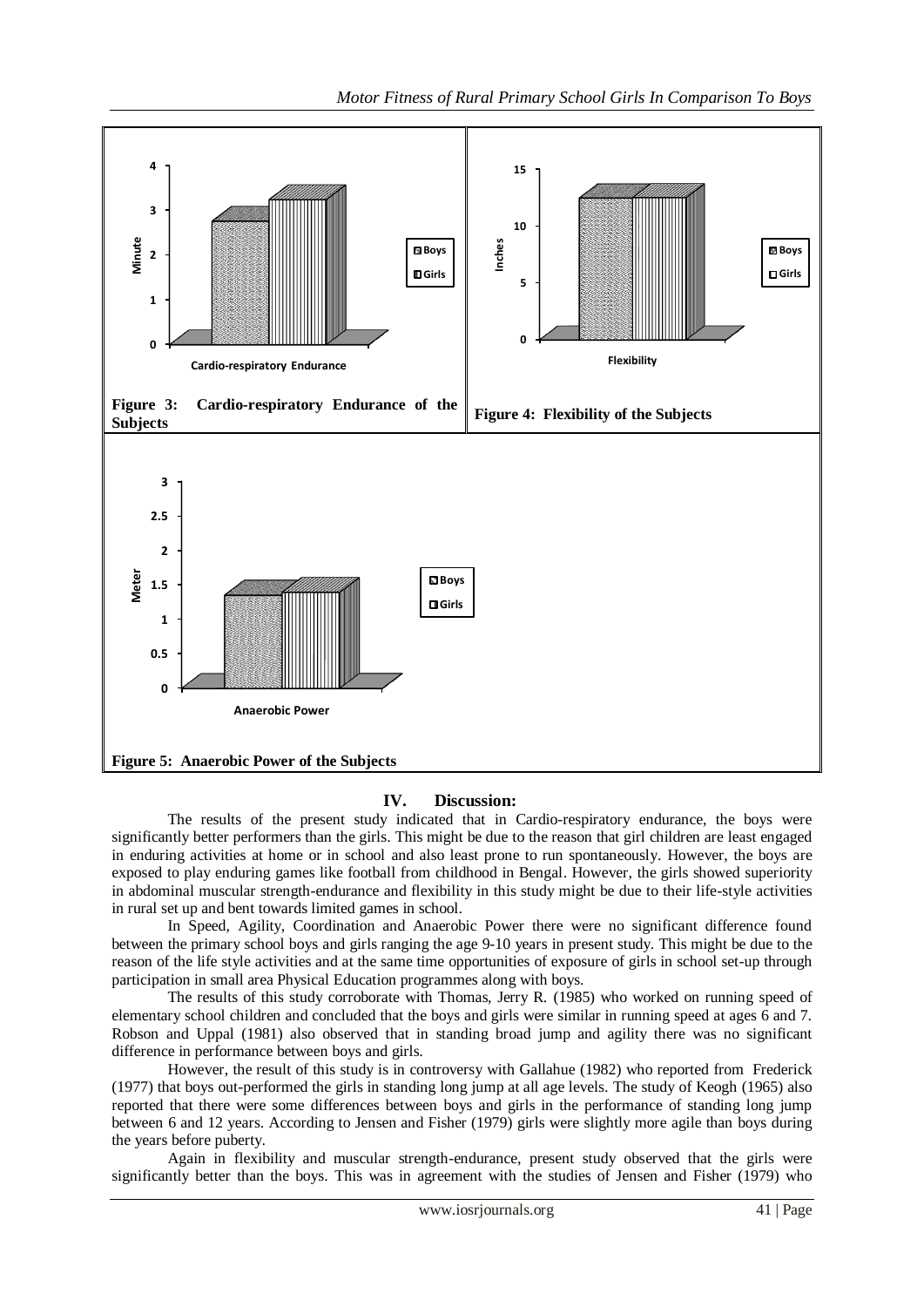Figure 3: Cardio-respiratory Endurance of the Subjects

Figure 4: Flexibility of the Subjects

Figure 5: Anaerobic Power of the Subjects

## IV. Discussion:

The results of the present study indicated that in Cardio-respiratory endurance, the boys were significantly better performers than the girls. This might be due to the reason that girl children are least engaged in enduring activities at home or in school and also least prone to run spontaneously. However, the boys are exposed to play enduring games like football from childhood in Bengal. However, the girls showed superiority in abdominal muscular strength-endurance and flexibility in this study might be due to their life-style activities in rural set up and bent towards limited games in school.

In Speed, Agility, Coordination and Anaerobic Power there were no significant difference found between the primary school boys and girls ranging the age 9-10 years in present study. This might be due to the reason of the life style activities and at the same time opportunities of exposure of girls in school set-up through participation in small area Physical Education programmes along with boys.

The results of this study corroborate with Thomas, Jerry R. (1985) who worked on running speed of elementary school children and concluded that the boys and girls were similar in running speed at ages 6 and 7. Robson and Uppal (1981) also observed that in standing broad jump and agility there was no significant difference in performance between boys and girls.

However, the result of this study is in controversy with Gallahue (1982) who reported from Frederick (1977) that boys out-performed the girls in standing long jump at all age levels. The study of Keogh (1965) also reported that there were some differences between boys and girls in the performance of standing long jump between 6 and 12 years. According to Jensen and Fisher (1979) girls were slightly more agile than boys during the years before puberty.

Again in flexibility and muscular strength-endurance, present study observed that the girls were significantly better than the boys. This was in agreement with the studies of Jensen and Fisher (1979) who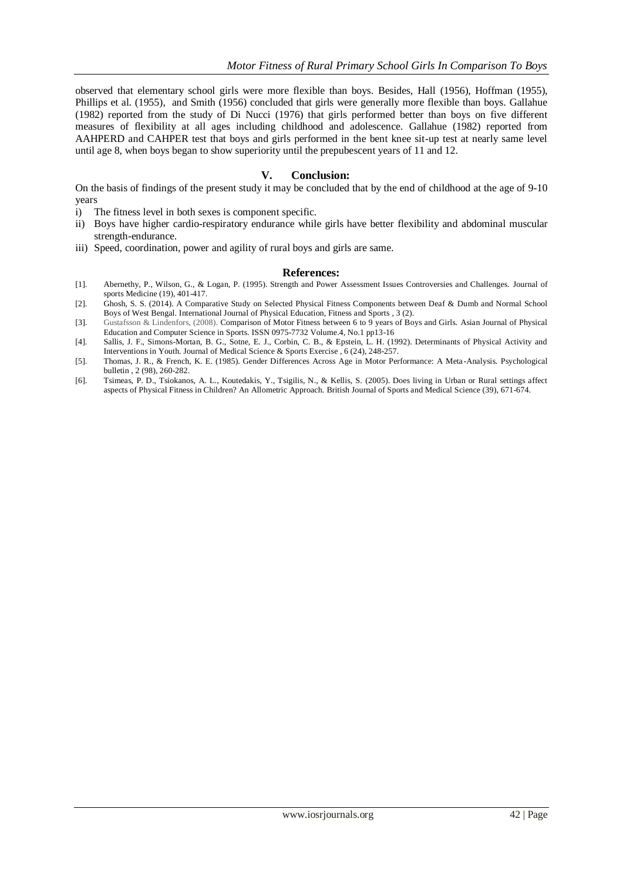observed that elementary school girls were more flexible than boys. Besides, Hall (1956), Hoffman (1955), Phillips et al. (1955), and Smith (1956) concluded that girls were generally more flexible than boys. Gallahue (1982) reported from the study of Di Nucci (1976) that girls performed better than boys on five different measures of flexibility at all ages including childhood and adolescence. Gallahue (1982) reported from AAHPERD and CAHPER test that boys and girls performed in the bent knee sit-up test at nearly same level until age 8, when boys began to show superiority until the prepubescent years of 11 and 12.

## V. Conclusion:

On the basis of findings of the present study it may be concluded that by the end of childhood at the age of 9-10 years

i) The fitness level in both sexes is component specific.
ii) Boys have higher cardio-respiratory endurance while girls have better flexibility and abdominal muscular strength-endurance.
iii) Speed, coordination, power and agility of rural boys and girls are same.

## References:

[1]. Abernethy, P., Wilson, G., & Logan, P. (1995). Strength and Power Assessment Issues Controversies and Challenges. Journal of sports Medicine (19), 401-417.

[2]. Ghosh, S. S. (2014). A Comparative Study on Selected Physical Fitness Components between Deaf & Dumb and Normal School Boys of West Bengal. International Journal of Physical Education, Fitness and Sports , 3 (2).

[3]. Gustafsson & Lindenfors, (2008). Comparison of Motor Fitness between 6 to 9 years of Boys and Girls. Asian Journal of Physical Education and Computer Science in Sports. ISSN 0975-7732 Volume.4, No.1 pp13-16

[4]. Sallis, J. F., Simons-Mortan, B. G., Sotne, E. J., Corbin, C. B., & Epstein, L. H. (1992). Determinants of Physical Activity and Interventions in Youth. Journal of Medical Science & Sports Exercise , 6 (24), 248-257.

[5]. Thomas, J. R., & French, K. E. (1985). Gender Differences Across Age in Motor Performance: A Meta-Analysis. Psychological bulletin , 2 (98), 260-282.

[6]. Tsimeas, P. D., Tsiokanos, A. L., Koutedakis, Y., Tsigilis, N., & Kellis, S. (2005). Does living in Urban or Rural settings affect aspects of Physical Fitness in Children? An Allometric Approach. British Journal of Sports and Medical Science (39), 671-674.